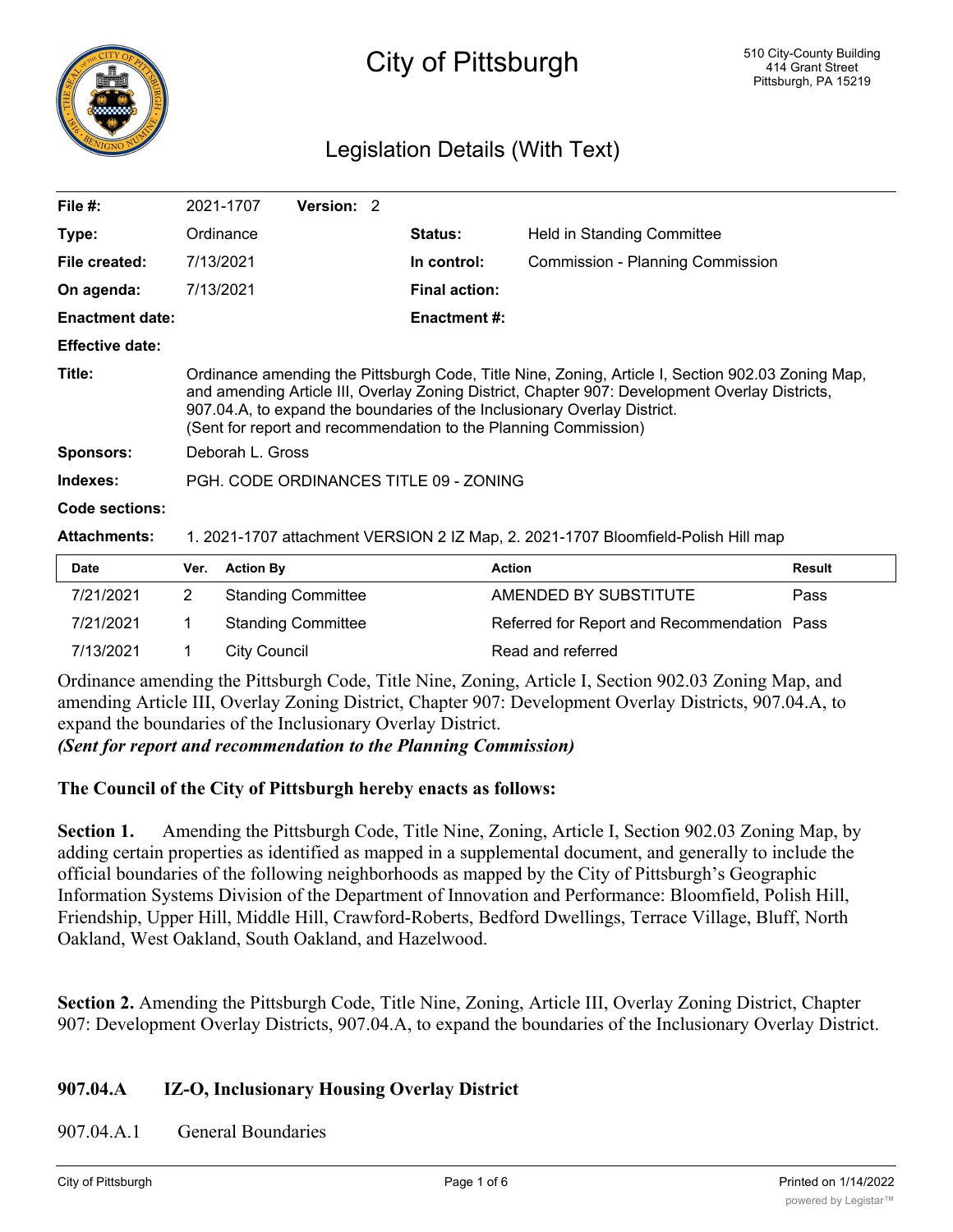# City of Pittsburgh

510 City-County Building
414 Grant Street
Pittsburgh, PA 15219

## Legislation Details (With Text)

| | | | | |
|---|---|---|---|---|
| **File #:** | 2021-1707 | **Version:** 2 | | |
| **Type:** | Ordinance | | **Status:** | Held in Standing Committee |
| **File created:** | 7/13/2021 | | **In control:** | Commission - Planning Commission |
| **On agenda:** | 7/13/2021 | | **Final action:** | |
| **Enactment date:** | | | **Enactment #:** | |
| **Effective date:** | | | | |

**Title:** Ordinance amending the Pittsburgh Code, Title Nine, Zoning, Article I, Section 902.03 Zoning Map, and amending Article III, Overlay Zoning District, Chapter 907: Development Overlay Districts, 907.04.A, to expand the boundaries of the Inclusionary Overlay District.
(Sent for report and recommendation to the Planning Commission)

**Sponsors:** Deborah L. Gross

**Indexes:** PGH. CODE ORDINANCES TITLE 09 - ZONING

**Code sections:**

**Attachments:** 1. 2021-1707 attachment VERSION 2 IZ Map, 2. 2021-1707 Bloomfield-Polish Hill map

| Date | Ver. | Action By | Action | Result |
|---|---|---|---|---|
| 7/21/2021 | 2 | Standing Committee | AMENDED BY SUBSTITUTE | Pass |
| 7/21/2021 | 1 | Standing Committee | Referred for Report and Recommendation | Pass |
| 7/13/2021 | 1 | City Council | Read and referred | |

Ordinance amending the Pittsburgh Code, Title Nine, Zoning, Article I, Section 902.03 Zoning Map, and amending Article III, Overlay Zoning District, Chapter 907: Development Overlay Districts, 907.04.A, to expand the boundaries of the Inclusionary Overlay District.
***(Sent for report and recommendation to the Planning Commission)***

**The Council of the City of Pittsburgh hereby enacts as follows:**

**Section 1.** Amending the Pittsburgh Code, Title Nine, Zoning, Article I, Section 902.03 Zoning Map, by adding certain properties as identified as mapped in a supplemental document, and generally to include the official boundaries of the following neighborhoods as mapped by the City of Pittsburgh's Geographic Information Systems Division of the Department of Innovation and Performance: Bloomfield, Polish Hill, Friendship, Upper Hill, Middle Hill, Crawford-Roberts, Bedford Dwellings, Terrace Village, Bluff, North Oakland, West Oakland, South Oakland, and Hazelwood.

**Section 2.** Amending the Pittsburgh Code, Title Nine, Zoning, Article III, Overlay Zoning District, Chapter 907: Development Overlay Districts, 907.04.A, to expand the boundaries of the Inclusionary Overlay District.

### 907.04.A IZ-O, Inclusionary Housing Overlay District

907.04.A.1 General Boundaries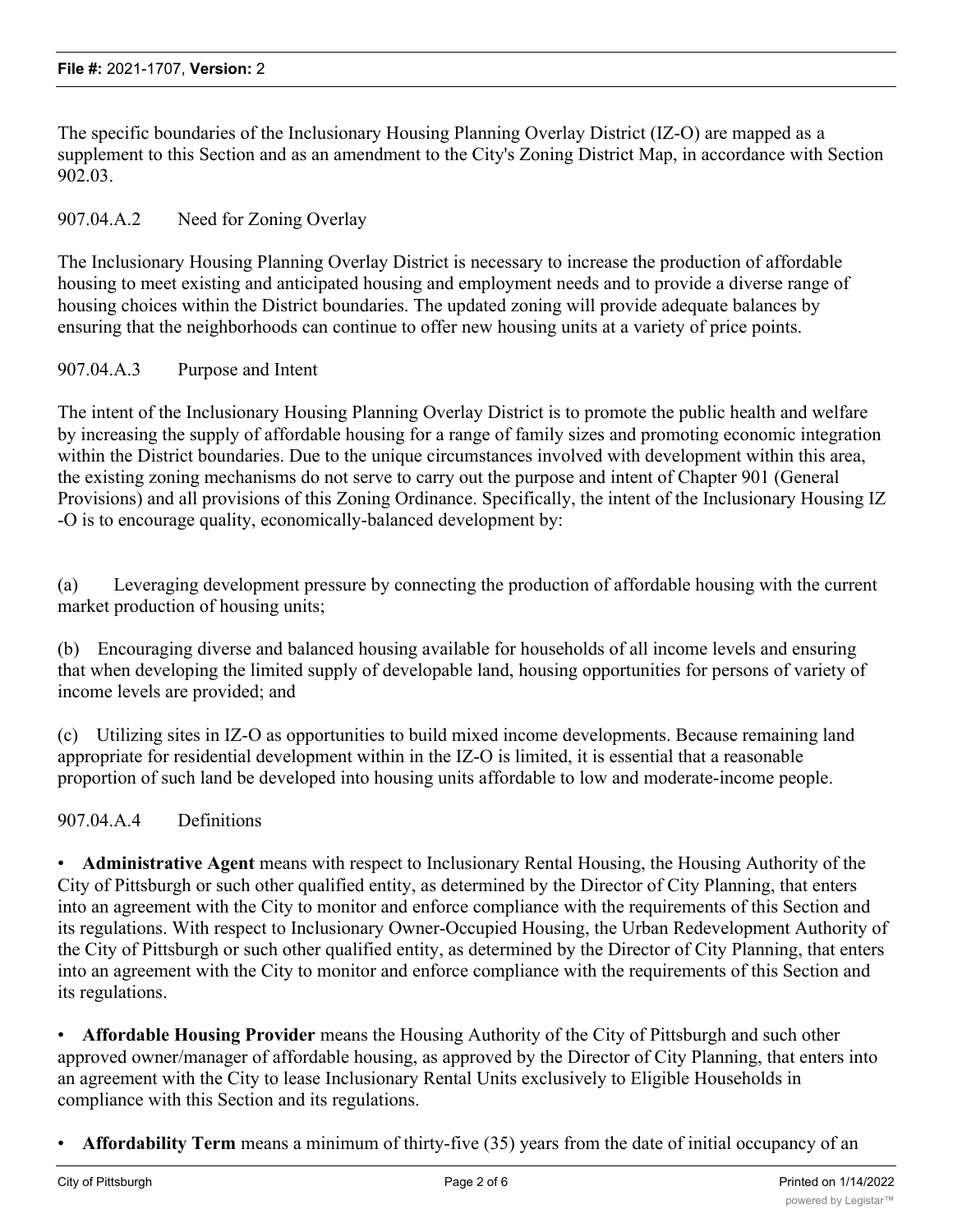The specific boundaries of the Inclusionary Housing Planning Overlay District (IZ-O) are mapped as a supplement to this Section and as an amendment to the City's Zoning District Map, in accordance with Section 902.03.

907.04.A.2 Need for Zoning Overlay

The Inclusionary Housing Planning Overlay District is necessary to increase the production of affordable housing to meet existing and anticipated housing and employment needs and to provide a diverse range of housing choices within the District boundaries. The updated zoning will provide adequate balances by ensuring that the neighborhoods can continue to offer new housing units at a variety of price points.

907.04.A.3 Purpose and Intent

The intent of the Inclusionary Housing Planning Overlay District is to promote the public health and welfare by increasing the supply of affordable housing for a range of family sizes and promoting economic integration within the District boundaries. Due to the unique circumstances involved with development within this area, the existing zoning mechanisms do not serve to carry out the purpose and intent of Chapter 901 (General Provisions) and all provisions of this Zoning Ordinance. Specifically, the intent of the Inclusionary Housing IZ -O is to encourage quality, economically-balanced development by:

(a) Leveraging development pressure by connecting the production of affordable housing with the current market production of housing units;

(b) Encouraging diverse and balanced housing available for households of all income levels and ensuring that when developing the limited supply of developable land, housing opportunities for persons of variety of income levels are provided; and

(c) Utilizing sites in IZ-O as opportunities to build mixed income developments. Because remaining land appropriate for residential development within in the IZ-O is limited, it is essential that a reasonable proportion of such land be developed into housing units affordable to low and moderate-income people.

907.04.A.4 Definitions

- **Administrative Agent** means with respect to Inclusionary Rental Housing, the Housing Authority of the City of Pittsburgh or such other qualified entity, as determined by the Director of City Planning, that enters into an agreement with the City to monitor and enforce compliance with the requirements of this Section and its regulations. With respect to Inclusionary Owner-Occupied Housing, the Urban Redevelopment Authority of the City of Pittsburgh or such other qualified entity, as determined by the Director of City Planning, that enters into an agreement with the City to monitor and enforce compliance with the requirements of this Section and its regulations.

- **Affordable Housing Provider** means the Housing Authority of the City of Pittsburgh and such other approved owner/manager of affordable housing, as approved by the Director of City Planning, that enters into an agreement with the City to lease Inclusionary Rental Units exclusively to Eligible Households in compliance with this Section and its regulations.

- **Affordability Term** means a minimum of thirty-five (35) years from the date of initial occupancy of an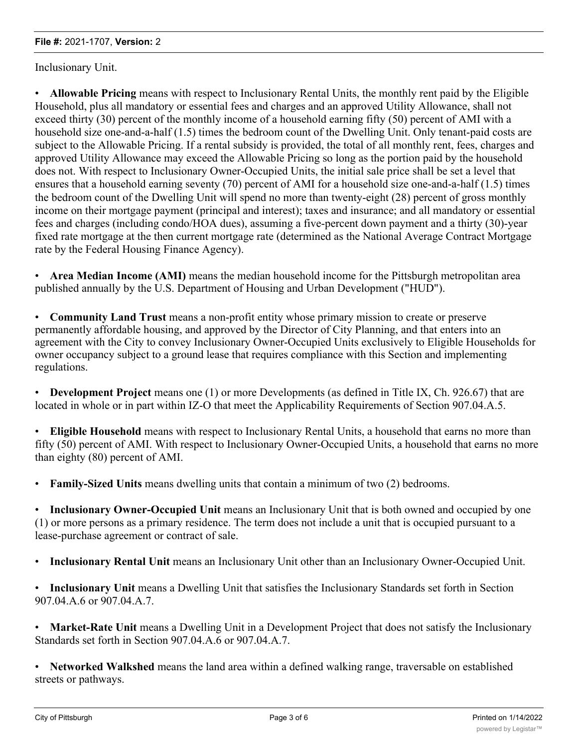Inclusionary Unit.

- **Allowable Pricing** means with respect to Inclusionary Rental Units, the monthly rent paid by the Eligible Household, plus all mandatory or essential fees and charges and an approved Utility Allowance, shall not exceed thirty (30) percent of the monthly income of a household earning fifty (50) percent of AMI with a household size one-and-a-half (1.5) times the bedroom count of the Dwelling Unit. Only tenant-paid costs are subject to the Allowable Pricing. If a rental subsidy is provided, the total of all monthly rent, fees, charges and approved Utility Allowance may exceed the Allowable Pricing so long as the portion paid by the household does not. With respect to Inclusionary Owner-Occupied Units, the initial sale price shall be set a level that ensures that a household earning seventy (70) percent of AMI for a household size one-and-a-half (1.5) times the bedroom count of the Dwelling Unit will spend no more than twenty-eight (28) percent of gross monthly income on their mortgage payment (principal and interest); taxes and insurance; and all mandatory or essential fees and charges (including condo/HOA dues), assuming a five-percent down payment and a thirty (30)-year fixed rate mortgage at the then current mortgage rate (determined as the National Average Contract Mortgage rate by the Federal Housing Finance Agency).

- **Area Median Income (AMI)** means the median household income for the Pittsburgh metropolitan area published annually by the U.S. Department of Housing and Urban Development ("HUD").

- **Community Land Trust** means a non-profit entity whose primary mission to create or preserve permanently affordable housing, and approved by the Director of City Planning, and that enters into an agreement with the City to convey Inclusionary Owner-Occupied Units exclusively to Eligible Households for owner occupancy subject to a ground lease that requires compliance with this Section and implementing regulations.

- **Development Project** means one (1) or more Developments (as defined in Title IX, Ch. 926.67) that are located in whole or in part within IZ-O that meet the Applicability Requirements of Section 907.04.A.5.

- **Eligible Household** means with respect to Inclusionary Rental Units, a household that earns no more than fifty (50) percent of AMI. With respect to Inclusionary Owner-Occupied Units, a household that earns no more than eighty (80) percent of AMI.

- **Family-Sized Units** means dwelling units that contain a minimum of two (2) bedrooms.

- **Inclusionary Owner-Occupied Unit** means an Inclusionary Unit that is both owned and occupied by one (1) or more persons as a primary residence. The term does not include a unit that is occupied pursuant to a lease-purchase agreement or contract of sale.

- **Inclusionary Rental Unit** means an Inclusionary Unit other than an Inclusionary Owner-Occupied Unit.

- **Inclusionary Unit** means a Dwelling Unit that satisfies the Inclusionary Standards set forth in Section 907.04.A.6 or 907.04.A.7.

- **Market-Rate Unit** means a Dwelling Unit in a Development Project that does not satisfy the Inclusionary Standards set forth in Section 907.04.A.6 or 907.04.A.7.

- **Networked Walkshed** means the land area within a defined walking range, traversable on established streets or pathways.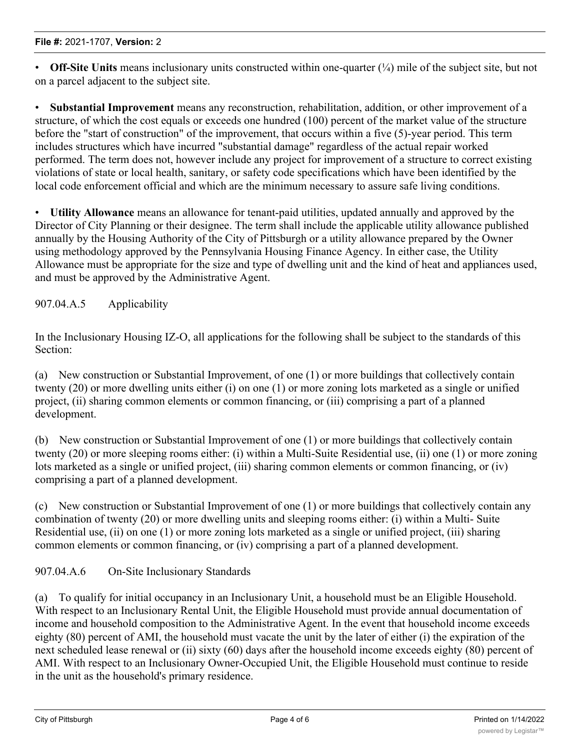• **Off-Site Units** means inclusionary units constructed within one-quarter (¼) mile of the subject site, but not on a parcel adjacent to the subject site.

• **Substantial Improvement** means any reconstruction, rehabilitation, addition, or other improvement of a structure, of which the cost equals or exceeds one hundred (100) percent of the market value of the structure before the "start of construction" of the improvement, that occurs within a five (5)-year period. This term includes structures which have incurred "substantial damage" regardless of the actual repair worked performed. The term does not, however include any project for improvement of a structure to correct existing violations of state or local health, sanitary, or safety code specifications which have been identified by the local code enforcement official and which are the minimum necessary to assure safe living conditions.

• **Utility Allowance** means an allowance for tenant-paid utilities, updated annually and approved by the Director of City Planning or their designee. The term shall include the applicable utility allowance published annually by the Housing Authority of the City of Pittsburgh or a utility allowance prepared by the Owner using methodology approved by the Pennsylvania Housing Finance Agency. In either case, the Utility Allowance must be appropriate for the size and type of dwelling unit and the kind of heat and appliances used, and must be approved by the Administrative Agent.

907.04.A.5 Applicability

In the Inclusionary Housing IZ-O, all applications for the following shall be subject to the standards of this Section:

(a) New construction or Substantial Improvement, of one (1) or more buildings that collectively contain twenty (20) or more dwelling units either (i) on one (1) or more zoning lots marketed as a single or unified project, (ii) sharing common elements or common financing, or (iii) comprising a part of a planned development.

(b) New construction or Substantial Improvement of one (1) or more buildings that collectively contain twenty (20) or more sleeping rooms either: (i) within a Multi-Suite Residential use, (ii) one (1) or more zoning lots marketed as a single or unified project, (iii) sharing common elements or common financing, or (iv) comprising a part of a planned development.

(c) New construction or Substantial Improvement of one (1) or more buildings that collectively contain any combination of twenty (20) or more dwelling units and sleeping rooms either: (i) within a Multi- Suite Residential use, (ii) on one (1) or more zoning lots marketed as a single or unified project, (iii) sharing common elements or common financing, or (iv) comprising a part of a planned development.

907.04.A.6 On-Site Inclusionary Standards

(a) To qualify for initial occupancy in an Inclusionary Unit, a household must be an Eligible Household. With respect to an Inclusionary Rental Unit, the Eligible Household must provide annual documentation of income and household composition to the Administrative Agent. In the event that household income exceeds eighty (80) percent of AMI, the household must vacate the unit by the later of either (i) the expiration of the next scheduled lease renewal or (ii) sixty (60) days after the household income exceeds eighty (80) percent of AMI. With respect to an Inclusionary Owner-Occupied Unit, the Eligible Household must continue to reside in the unit as the household's primary residence.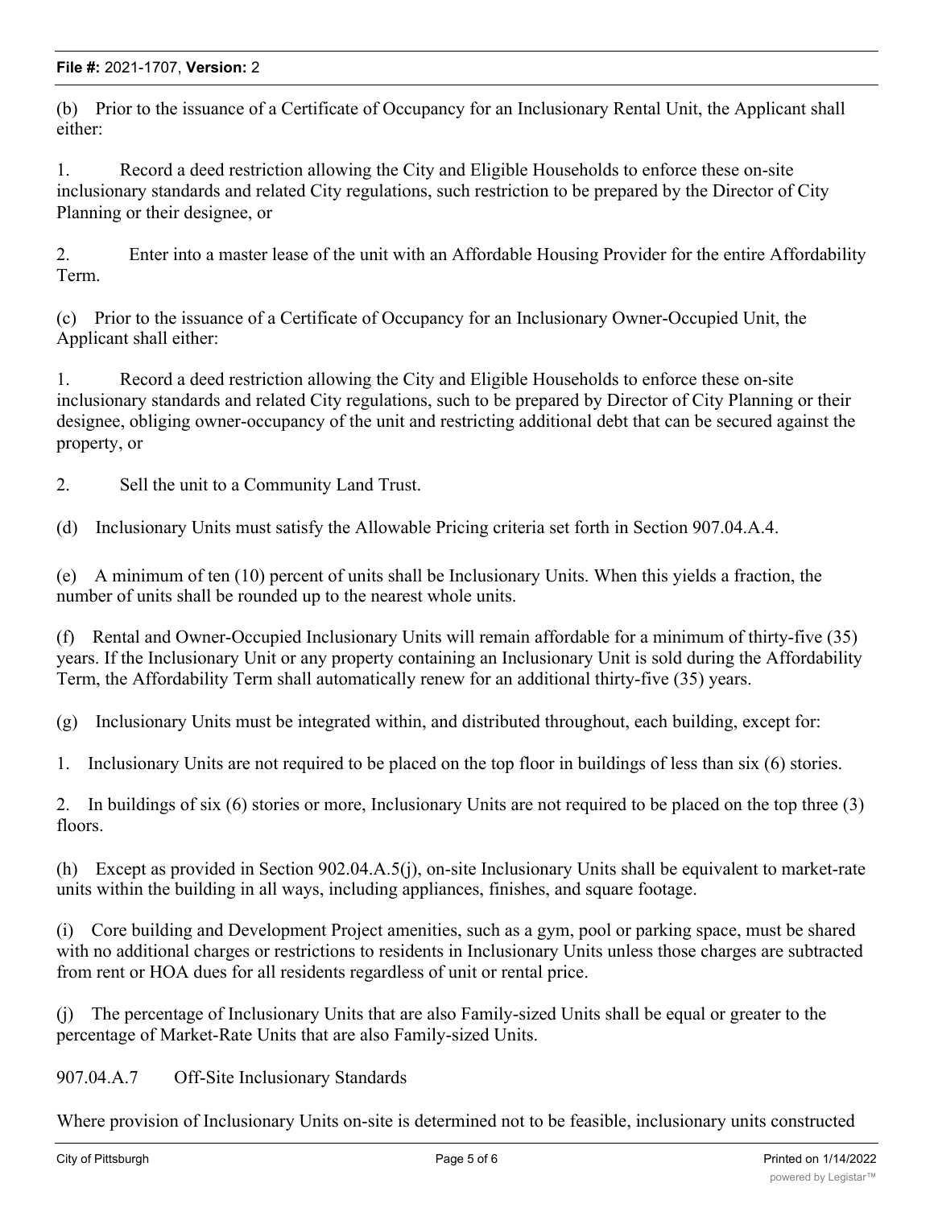(b) Prior to the issuance of a Certificate of Occupancy for an Inclusionary Rental Unit, the Applicant shall either:

1. Record a deed restriction allowing the City and Eligible Households to enforce these on-site inclusionary standards and related City regulations, such restriction to be prepared by the Director of City Planning or their designee, or

2. Enter into a master lease of the unit with an Affordable Housing Provider for the entire Affordability Term.

(c) Prior to the issuance of a Certificate of Occupancy for an Inclusionary Owner-Occupied Unit, the Applicant shall either:

1. Record a deed restriction allowing the City and Eligible Households to enforce these on-site inclusionary standards and related City regulations, such to be prepared by Director of City Planning or their designee, obliging owner-occupancy of the unit and restricting additional debt that can be secured against the property, or

2. Sell the unit to a Community Land Trust.

(d) Inclusionary Units must satisfy the Allowable Pricing criteria set forth in Section 907.04.A.4.

(e) A minimum of ten (10) percent of units shall be Inclusionary Units. When this yields a fraction, the number of units shall be rounded up to the nearest whole units.

(f) Rental and Owner-Occupied Inclusionary Units will remain affordable for a minimum of thirty-five (35) years. If the Inclusionary Unit or any property containing an Inclusionary Unit is sold during the Affordability Term, the Affordability Term shall automatically renew for an additional thirty-five (35) years.

(g) Inclusionary Units must be integrated within, and distributed throughout, each building, except for:

1. Inclusionary Units are not required to be placed on the top floor in buildings of less than six (6) stories.

2. In buildings of six (6) stories or more, Inclusionary Units are not required to be placed on the top three (3) floors.

(h) Except as provided in Section 902.04.A.5(j), on-site Inclusionary Units shall be equivalent to market-rate units within the building in all ways, including appliances, finishes, and square footage.

(i) Core building and Development Project amenities, such as a gym, pool or parking space, must be shared with no additional charges or restrictions to residents in Inclusionary Units unless those charges are subtracted from rent or HOA dues for all residents regardless of unit or rental price.

(j) The percentage of Inclusionary Units that are also Family-sized Units shall be equal or greater to the percentage of Market-Rate Units that are also Family-sized Units.

907.04.A.7 Off-Site Inclusionary Standards

Where provision of Inclusionary Units on-site is determined not to be feasible, inclusionary units constructed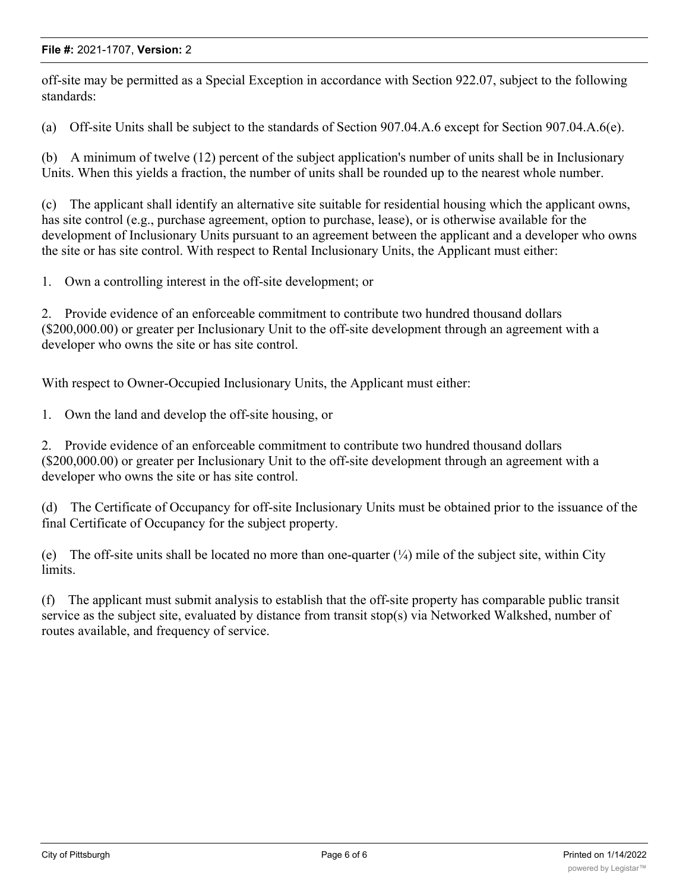off-site may be permitted as a Special Exception in accordance with Section 922.07, subject to the following standards:

(a) Off-site Units shall be subject to the standards of Section 907.04.A.6 except for Section 907.04.A.6(e).

(b) A minimum of twelve (12) percent of the subject application's number of units shall be in Inclusionary Units. When this yields a fraction, the number of units shall be rounded up to the nearest whole number.

(c) The applicant shall identify an alternative site suitable for residential housing which the applicant owns, has site control (e.g., purchase agreement, option to purchase, lease), or is otherwise available for the development of Inclusionary Units pursuant to an agreement between the applicant and a developer who owns the site or has site control. With respect to Rental Inclusionary Units, the Applicant must either:

1. Own a controlling interest in the off-site development; or

2. Provide evidence of an enforceable commitment to contribute two hundred thousand dollars ($200,000.00) or greater per Inclusionary Unit to the off-site development through an agreement with a developer who owns the site or has site control.

With respect to Owner-Occupied Inclusionary Units, the Applicant must either:

1. Own the land and develop the off-site housing, or

2. Provide evidence of an enforceable commitment to contribute two hundred thousand dollars ($200,000.00) or greater per Inclusionary Unit to the off-site development through an agreement with a developer who owns the site or has site control.

(d) The Certificate of Occupancy for off-site Inclusionary Units must be obtained prior to the issuance of the final Certificate of Occupancy for the subject property.

(e) The off-site units shall be located no more than one-quarter (¼) mile of the subject site, within City limits.

(f) The applicant must submit analysis to establish that the off-site property has comparable public transit service as the subject site, evaluated by distance from transit stop(s) via Networked Walkshed, number of routes available, and frequency of service.